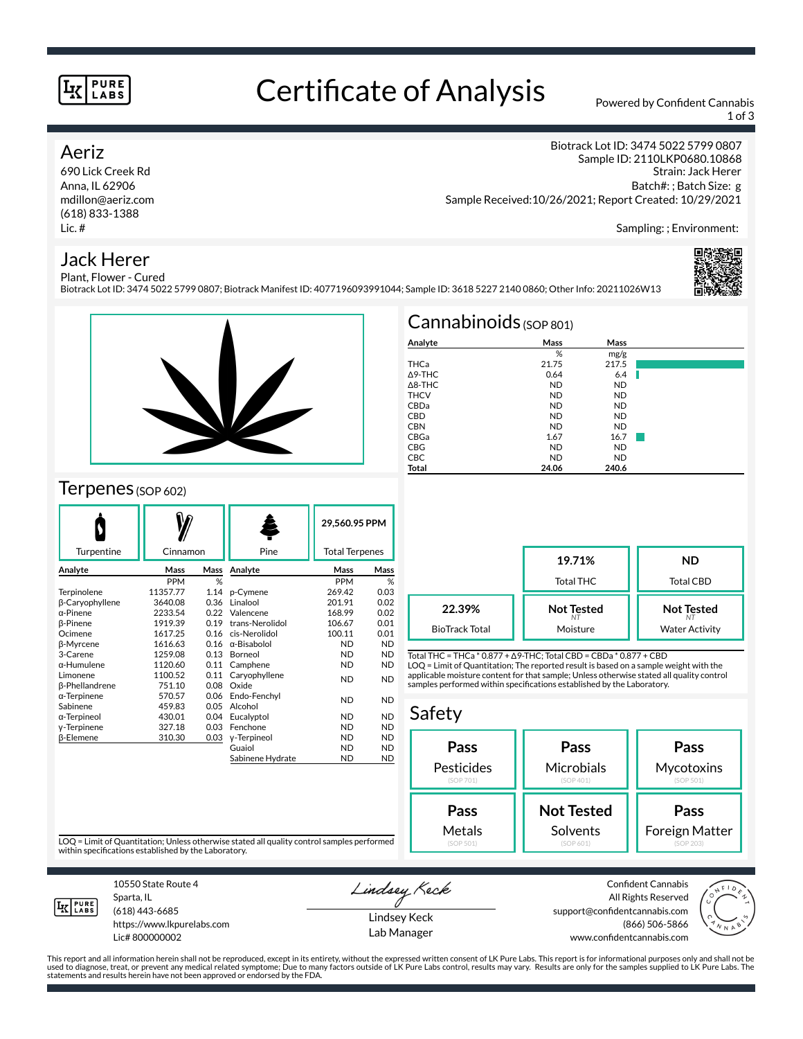# Certificate of Analysis

Powered by Confident Cannabis

## Aeriz

690 Lick Creek Rd
Anna, IL 62906
mdillon@aeriz.com
(618) 833-1388
Lic. #

Biotrack Lot ID: 3474 5022 5799 0807
Sample ID: 2110LKP0680.10868
Strain: Jack Herer
Batch#: ; Batch Size: g
Sample Received:10/26/2021; Report Created: 10/29/2021

Sampling: ; Environment:

## Jack Herer

Plant, Flower - Cured
Biotrack Lot ID: 3474 5022 5799 0807; Biotrack Manifest ID: 4077196093991044; Sample ID: 3618 5227 2140 0860; Other Info: 20211026W13

## Cannabinoids (SOP 801)

| Analyte | Mass | Mass |
|---|---|---|
| | % | mg/g |
| THCa | 21.75 | 217.5 |
| Δ9-THC | 0.64 | 6.4 |
| Δ8-THC | ND | ND |
| THCV | ND | ND |
| CBDa | ND | ND |
| CBD | ND | ND |
| CBN | ND | ND |
| CBGa | 1.67 | 16.7 |
| CBG | ND | ND |
| CBC | ND | ND |
| **Total** | **24.06** | **240.6** |

| | |
|---|---|
| **19.71%** Total THC | **ND** Total CBD |
| **22.39%** BioTrack Total | **Not Tested** Moisture |
| **Not Tested** Water Activity | |

Total THC = THCa * 0.877 + Δ9-THC; Total CBD = CBDa * 0.877 + CBD
LOQ = Limit of Quantitation; The reported result is based on a sample weight with the applicable moisture content for that sample; Unless otherwise stated all quality control samples performed within specifications established by the Laboratory.

## Terpenes (SOP 602)

Turpentine | Cinnamon | Pine | **29,560.95 PPM** Total Terpenes

| Analyte | Mass | Mass | Analyte | Mass | Mass |
|---|---|---|---|---|---|
| | PPM | % | | PPM | % |
| Terpinolene | 11357.77 | 1.14 | p-Cymene | 269.42 | 0.03 |
| β-Caryophyllene | 3640.08 | 0.36 | Linalool | 201.91 | 0.02 |
| α-Pinene | 2233.54 | 0.22 | Valencene | 168.99 | 0.02 |
| β-Pinene | 1919.39 | 0.19 | trans-Nerolidol | 106.67 | 0.01 |
| Ocimene | 1617.25 | 0.16 | cis-Nerolidol | 100.11 | 0.01 |
| β-Myrcene | 1616.63 | 0.16 | α-Bisabolol | ND | ND |
| 3-Carene | 1259.08 | 0.13 | Borneol | ND | ND |
| α-Humulene | 1120.60 | 0.11 | Camphene | ND | ND |
| Limonene | 1100.52 | 0.11 | Caryophyllene Oxide | ND | ND |
| β-Phellandrene | 751.10 | 0.08 | | | |
| α-Terpinene | 570.57 | 0.06 | Endo-Fenchyl Alcohol | ND | ND |
| Sabinene | 459.83 | 0.05 | | | |
| α-Terpineol | 430.01 | 0.04 | Eucalyptol | ND | ND |
| γ-Terpinene | 327.18 | 0.03 | Fenchone | ND | ND |
| β-Elemene | 310.30 | 0.03 | γ-Terpineol | ND | ND |
| | | | Guaiol | ND | ND |
| | | | Sabinene Hydrate | ND | ND |

LOQ = Limit of Quantitation; Unless otherwise stated all quality control samples performed within specifications established by the Laboratory.

## Safety

| | | |
|---|---|---|
| **Pass** Pesticides (SOP 701) | **Pass** Microbials (SOP 401) | **Pass** Mycotoxins (SOP 501) |
| **Pass** Metals (SOP 501) | **Not Tested** Solvents (SOP 601) | **Pass** Foreign Matter (SOP 203) |

10550 State Route 4
Sparta, IL
(618) 443-6685
https://www.lkpurelabs.com
Lic# 800000002

Lindsey Keck
Lab Manager

Confident Cannabis
All Rights Reserved
support@confidentcannabis.com
(866) 506-5866
www.confidentcannabis.com

This report and all information herein shall not be reproduced, except in its entirety, without the expressed written consent of LK Pure Labs. This report is for informational purposes only and shall not be used to diagnose, treat, or prevent any medical related symptome; Due to many factors outside of LK Pure Labs control, results may vary. Results are only for the samples supplied to LK Pure Labs. The statements and results herein have not been approved or endorsed by the FDA.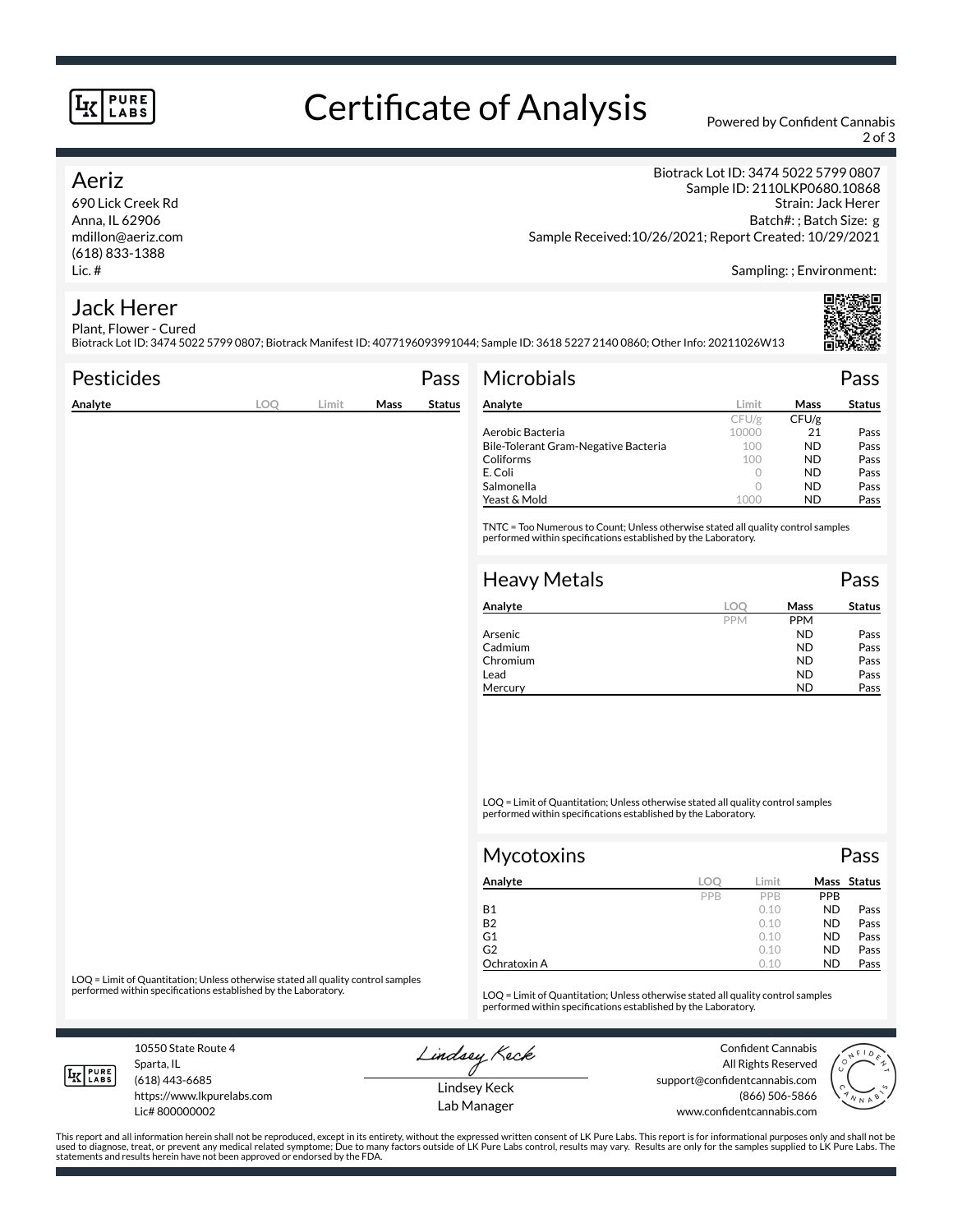# Certificate of Analysis

Powered by Confident Cannabis

## Aeriz

690 Lick Creek Rd
Anna, IL 62906
mdillon@aeriz.com
(618) 833-1388
Lic. #

Biotrack Lot ID: 3474 5022 5799 0807
Sample ID: 2110LKP0680.10868
Strain: Jack Herer
Batch#: ; Batch Size: g
Sample Received:10/26/2021; Report Created: 10/29/2021

Sampling: ; Environment:

## Jack Herer

Plant, Flower - Cured
Biotrack Lot ID: 3474 5022 5799 0807; Biotrack Manifest ID: 4077196093991044; Sample ID: 3618 5227 2140 0860; Other Info: 20211026W13

### Pesticides — Pass

| Analyte | LOQ | Limit | Mass | Status |
|---|---|---|---|---|

LOQ = Limit of Quantitation; Unless otherwise stated all quality control samples performed within specifications established by the Laboratory.

### Microbials — Pass

| Analyte | Limit | Mass | Status |
|---|---|---|---|
| | CFU/g | CFU/g | |
| Aerobic Bacteria | 10000 | 21 | Pass |
| Bile-Tolerant Gram-Negative Bacteria | 100 | ND | Pass |
| Coliforms | 100 | ND | Pass |
| E. Coli | 0 | ND | Pass |
| Salmonella | 0 | ND | Pass |
| Yeast & Mold | 1000 | ND | Pass |

TNTC = Too Numerous to Count; Unless otherwise stated all quality control samples performed within specifications established by the Laboratory.

### Heavy Metals — Pass

| Analyte | LOQ | Mass | Status |
|---|---|---|---|
| | PPM | PPM | |
| Arsenic | | ND | Pass |
| Cadmium | | ND | Pass |
| Chromium | | ND | Pass |
| Lead | | ND | Pass |
| Mercury | | ND | Pass |

LOQ = Limit of Quantitation; Unless otherwise stated all quality control samples performed within specifications established by the Laboratory.

### Mycotoxins — Pass

| Analyte | LOQ | Limit | Mass | Status |
|---|---|---|---|---|
| | PPB | PPB | PPB | |
| B1 | | 0.10 | ND | Pass |
| B2 | | 0.10 | ND | Pass |
| G1 | | 0.10 | ND | Pass |
| G2 | | 0.10 | ND | Pass |
| Ochratoxin A | | 0.10 | ND | Pass |

LOQ = Limit of Quantitation; Unless otherwise stated all quality control samples performed within specifications established by the Laboratory.

10550 State Route 4
Sparta, IL
(618) 443-6685
https://www.lkpurelabs.com
Lic# 800000002

Lindsey Keck
Lab Manager

Confident Cannabis
All Rights Reserved
support@confidentcannabis.com
(866) 506-5866
www.confidentcannabis.com

This report and all information herein shall not be reproduced, except in its entirety, without the expressed written consent of LK Pure Labs. This report is for informational purposes only and shall not be used to diagnose, treat, or prevent any medical related symptome; Due to many factors outside of LK Pure Labs control, results may vary. Results are only for the samples supplied to LK Pure Labs. The statements and results herein have not been approved or endorsed by the FDA.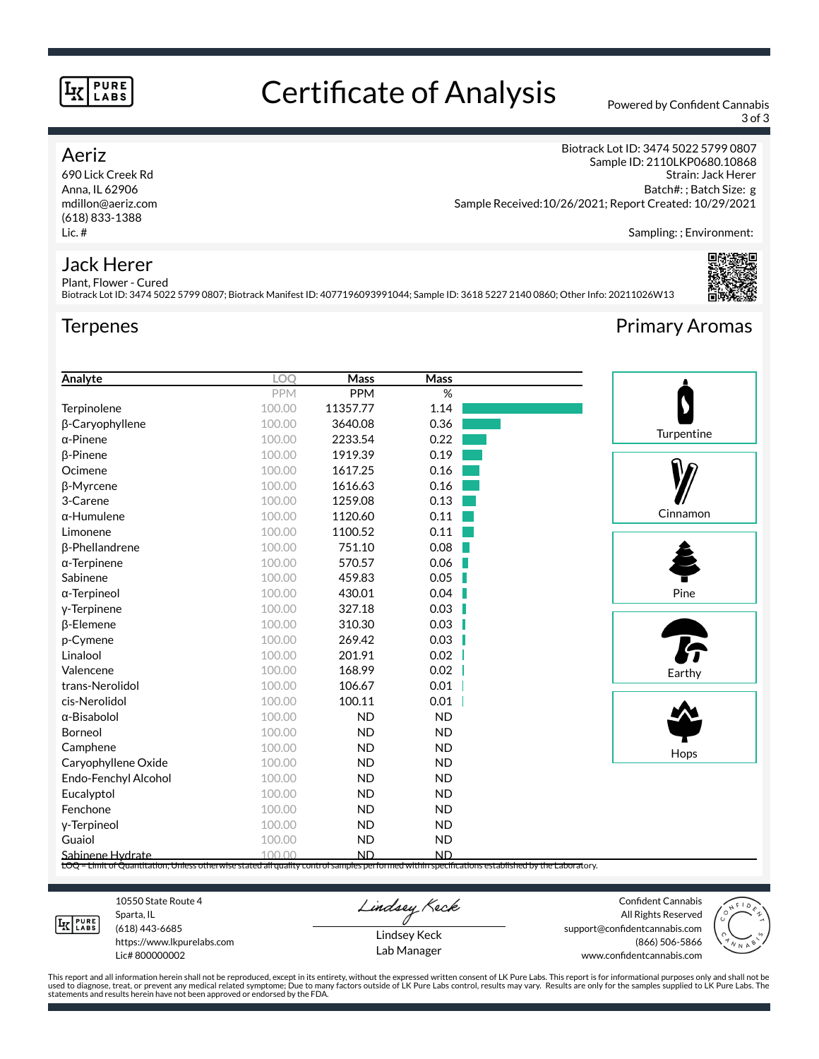# Certificate of Analysis

Powered by Confident Cannabis

## Aeriz

690 Lick Creek Rd
Anna, IL 62906
mdillon@aeriz.com
(618) 833-1388
Lic. #

Biotrack Lot ID: 3474 5022 5799 0807
Sample ID: 2110LKP0680.10868
Strain: Jack Herer
Batch#: ; Batch Size: g
Sample Received:10/26/2021; Report Created: 10/29/2021

Sampling: ; Environment:

## Jack Herer

Plant, Flower - Cured
Biotrack Lot ID: 3474 5022 5799 0807; Biotrack Manifest ID: 4077196093991044; Sample ID: 3618 5227 2140 0860; Other Info: 20211026W13

## Terpenes

| Analyte | LOQ | Mass | Mass |
|---|---|---|---|
| | PPM | PPM | % |
| Terpinolene | 100.00 | 11357.77 | 1.14 |
| β-Caryophyllene | 100.00 | 3640.08 | 0.36 |
| α-Pinene | 100.00 | 2233.54 | 0.22 |
| β-Pinene | 100.00 | 1919.39 | 0.19 |
| Ocimene | 100.00 | 1617.25 | 0.16 |
| β-Myrcene | 100.00 | 1616.63 | 0.16 |
| 3-Carene | 100.00 | 1259.08 | 0.13 |
| α-Humulene | 100.00 | 1120.60 | 0.11 |
| Limonene | 100.00 | 1100.52 | 0.11 |
| β-Phellandrene | 100.00 | 751.10 | 0.08 |
| α-Terpinene | 100.00 | 570.57 | 0.06 |
| Sabinene | 100.00 | 459.83 | 0.05 |
| α-Terpineol | 100.00 | 430.01 | 0.04 |
| γ-Terpinene | 100.00 | 327.18 | 0.03 |
| β-Elemene | 100.00 | 310.30 | 0.03 |
| p-Cymene | 100.00 | 269.42 | 0.03 |
| Linalool | 100.00 | 201.91 | 0.02 |
| Valencene | 100.00 | 168.99 | 0.02 |
| trans-Nerolidol | 100.00 | 106.67 | 0.01 |
| cis-Nerolidol | 100.00 | 100.11 | 0.01 |
| α-Bisabolol | 100.00 | ND | ND |
| Borneol | 100.00 | ND | ND |
| Camphene | 100.00 | ND | ND |
| Caryophyllene Oxide | 100.00 | ND | ND |
| Endo-Fenchyl Alcohol | 100.00 | ND | ND |
| Eucalyptol | 100.00 | ND | ND |
| Fenchone | 100.00 | ND | ND |
| γ-Terpineol | 100.00 | ND | ND |
| Guaiol | 100.00 | ND | ND |
| Sabinene Hydrate | 100.00 | ND | ND |

LOQ = Limit of Quantitation; Unless otherwise stated all quality control samples performed within specifications established by the Laboratory.

## Primary Aromas

Turpentine
Cinnamon
Pine
Earthy
Hops

10550 State Route 4
Sparta, IL
(618) 443-6685
https://www.lkpurelabs.com
Lic# 800000002

Lindsey Keck
Lab Manager

Confident Cannabis
All Rights Reserved
support@confidentcannabis.com
(866) 506-5866
www.confidentcannabis.com

This report and all information herein shall not be reproduced, except in its entirety, without the expressed written consent of LK Pure Labs. This report is for informational purposes only and shall not be used to diagnose, treat, or prevent any medical related symptome; Due to many factors outside of LK Pure Labs control, results may vary. Results are only for the samples supplied to LK Pure Labs. The statements and results herein have not been approved or endorsed by the FDA.